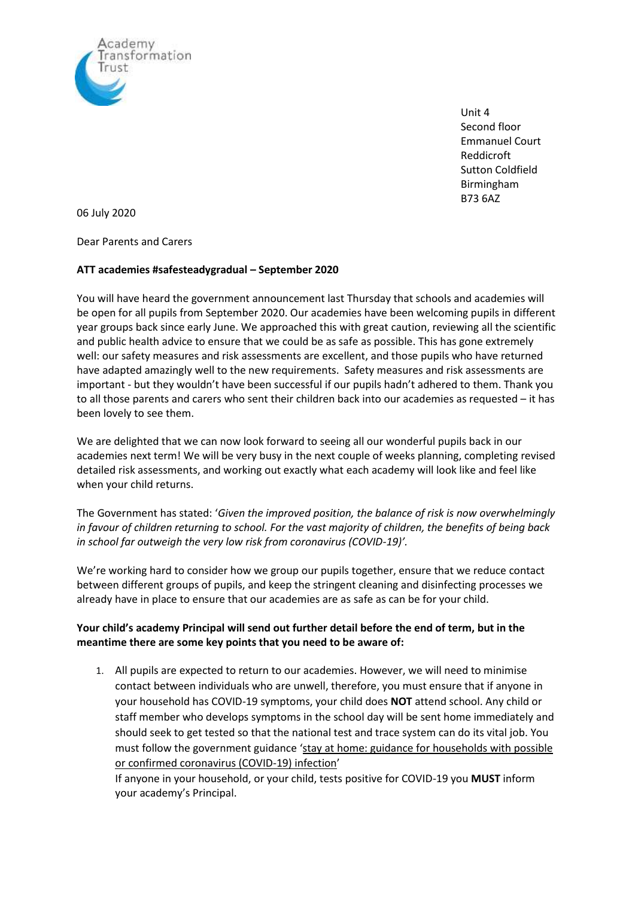Academy Transformation Trust

Unit 4
Second floor
Emmanuel Court
Reddicroft
Sutton Coldfield
Birmingham
B73 6AZ

06 July 2020

Dear Parents and Carers

**ATT academies #safesteadygradual – September 2020**

You will have heard the government announcement last Thursday that schools and academies will be open for all pupils from September 2020. Our academies have been welcoming pupils in different year groups back since early June. We approached this with great caution, reviewing all the scientific and public health advice to ensure that we could be as safe as possible. This has gone extremely well: our safety measures and risk assessments are excellent, and those pupils who have returned have adapted amazingly well to the new requirements. Safety measures and risk assessments are important - but they wouldn't have been successful if our pupils hadn't adhered to them. Thank you to all those parents and carers who sent their children back into our academies as requested – it has been lovely to see them.

We are delighted that we can now look forward to seeing all our wonderful pupils back in our academies next term! We will be very busy in the next couple of weeks planning, completing revised detailed risk assessments, and working out exactly what each academy will look like and feel like when your child returns.

The Government has stated: '*Given the improved position, the balance of risk is now overwhelmingly in favour of children returning to school. For the vast majority of children, the benefits of being back in school far outweigh the very low risk from coronavirus (COVID-19)'*.

We're working hard to consider how we group our pupils together, ensure that we reduce contact between different groups of pupils, and keep the stringent cleaning and disinfecting processes we already have in place to ensure that our academies are as safe as can be for your child.

**Your child's academy Principal will send out further detail before the end of term, but in the meantime there are some key points that you need to be aware of:**

1. All pupils are expected to return to our academies. However, we will need to minimise contact between individuals who are unwell, therefore, you must ensure that if anyone in your household has COVID-19 symptoms, your child does **NOT** attend school. Any child or staff member who develops symptoms in the school day will be sent home immediately and should seek to get tested so that the national test and trace system can do its vital job. You must follow the government guidance '<u>stay at home: guidance for households with possible or confirmed coronavirus (COVID-19) infection</u>'
   If anyone in your household, or your child, tests positive for COVID-19 you **MUST** inform your academy's Principal.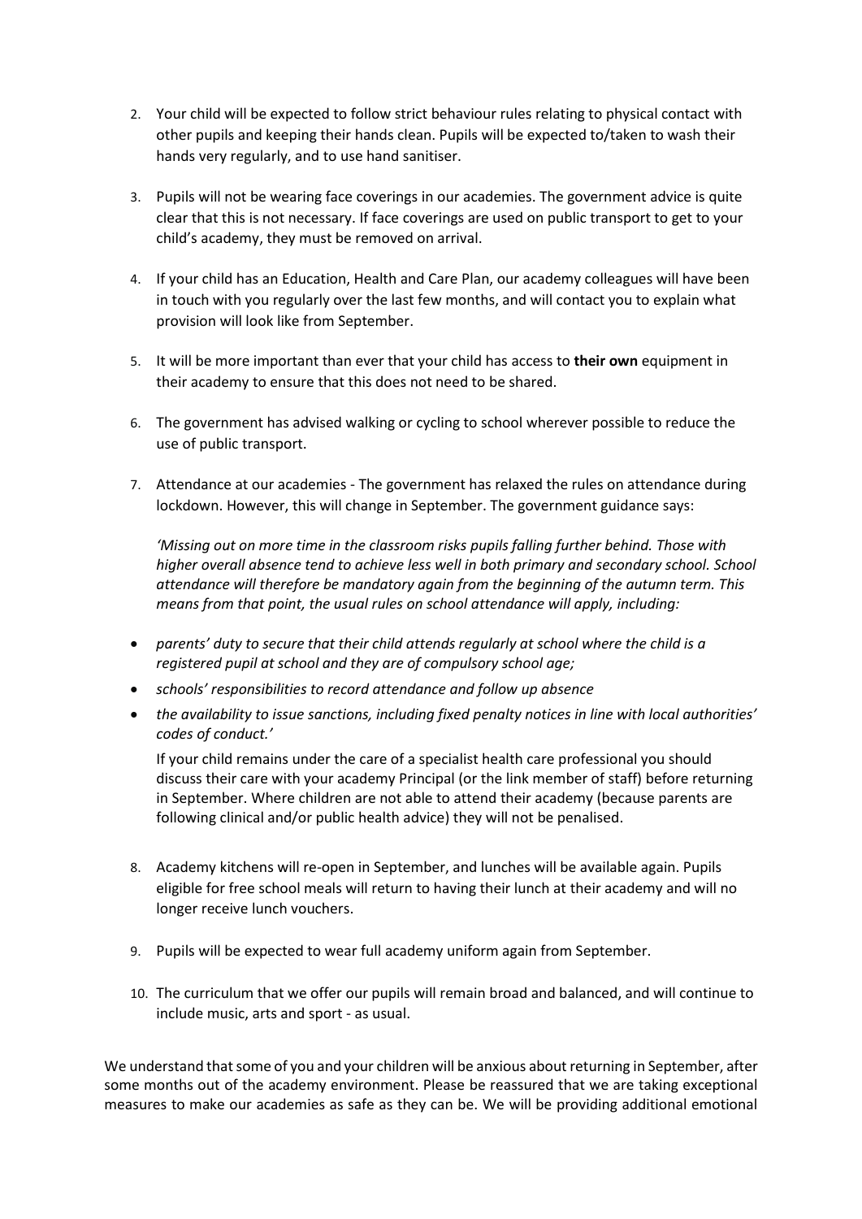2. Your child will be expected to follow strict behaviour rules relating to physical contact with other pupils and keeping their hands clean. Pupils will be expected to/taken to wash their hands very regularly, and to use hand sanitiser.

3. Pupils will not be wearing face coverings in our academies. The government advice is quite clear that this is not necessary. If face coverings are used on public transport to get to your child's academy, they must be removed on arrival.

4. If your child has an Education, Health and Care Plan, our academy colleagues will have been in touch with you regularly over the last few months, and will contact you to explain what provision will look like from September.

5. It will be more important than ever that your child has access to **their own** equipment in their academy to ensure that this does not need to be shared.

6. The government has advised walking or cycling to school wherever possible to reduce the use of public transport.

7. Attendance at our academies - The government has relaxed the rules on attendance during lockdown. However, this will change in September. The government guidance says:

   *'Missing out on more time in the classroom risks pupils falling further behind. Those with higher overall absence tend to achieve less well in both primary and secondary school. School attendance will therefore be mandatory again from the beginning of the autumn term. This means from that point, the usual rules on school attendance will apply, including:*

   - *parents' duty to secure that their child attends regularly at school where the child is a registered pupil at school and they are of compulsory school age;*
   - *schools' responsibilities to record attendance and follow up absence*
   - *the availability to issue sanctions, including fixed penalty notices in line with local authorities' codes of conduct.'*

   If your child remains under the care of a specialist health care professional you should discuss their care with your academy Principal (or the link member of staff) before returning in September. Where children are not able to attend their academy (because parents are following clinical and/or public health advice) they will not be penalised.

8. Academy kitchens will re-open in September, and lunches will be available again. Pupils eligible for free school meals will return to having their lunch at their academy and will no longer receive lunch vouchers.

9. Pupils will be expected to wear full academy uniform again from September.

10. The curriculum that we offer our pupils will remain broad and balanced, and will continue to include music, arts and sport - as usual.

We understand that some of you and your children will be anxious about returning in September, after some months out of the academy environment. Please be reassured that we are taking exceptional measures to make our academies as safe as they can be. We will be providing additional emotional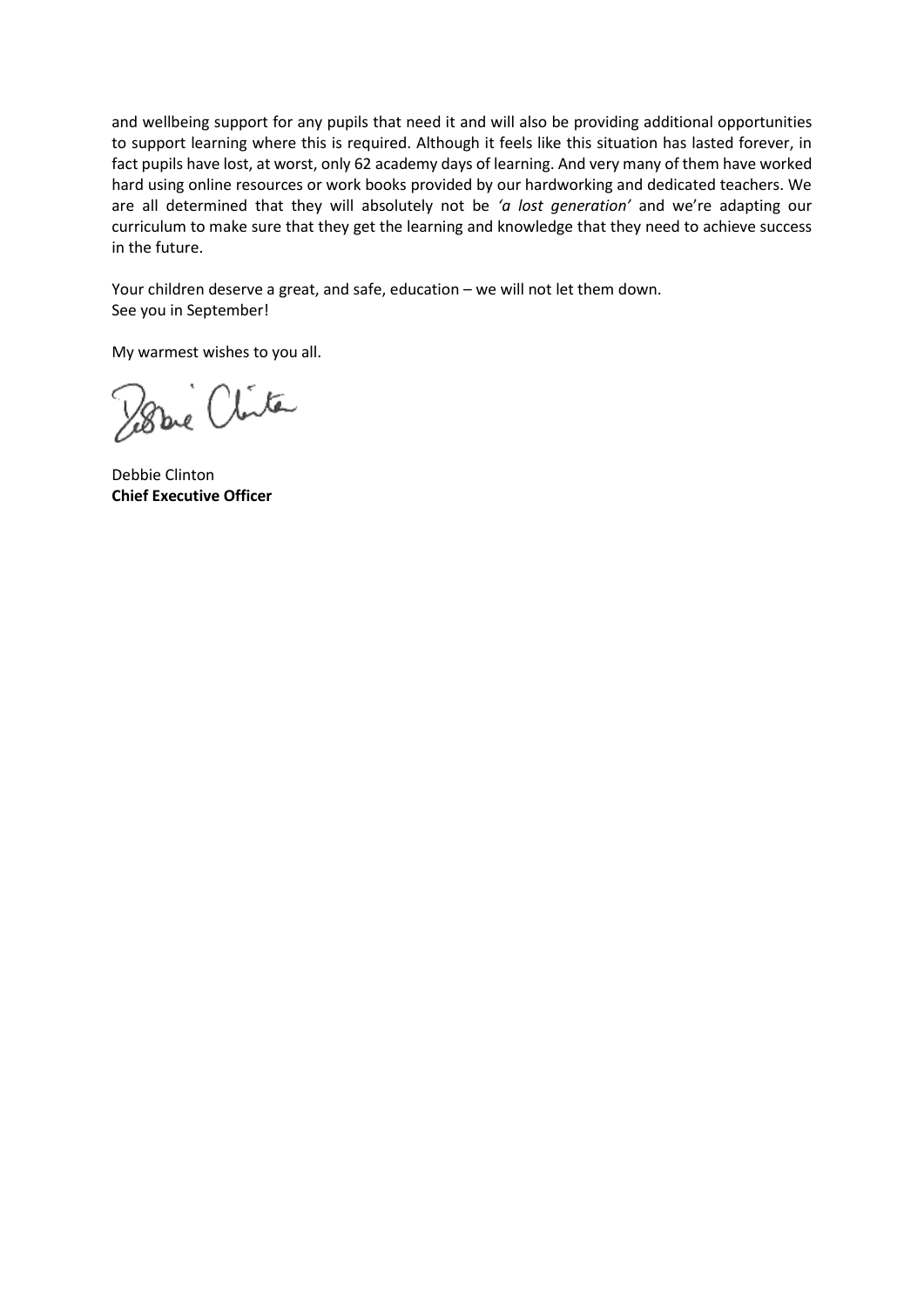and wellbeing support for any pupils that need it and will also be providing additional opportunities to support learning where this is required. Although it feels like this situation has lasted forever, in fact pupils have lost, at worst, only 62 academy days of learning. And very many of them have worked hard using online resources or work books provided by our hardworking and dedicated teachers. We are all determined that they will absolutely not be *'a lost generation'* and we're adapting our curriculum to make sure that they get the learning and knowledge that they need to achieve success in the future.

Your children deserve a great, and safe, education – we will not let them down.
See you in September!

My warmest wishes to you all.

Debbie Clinton
**Chief Executive Officer**